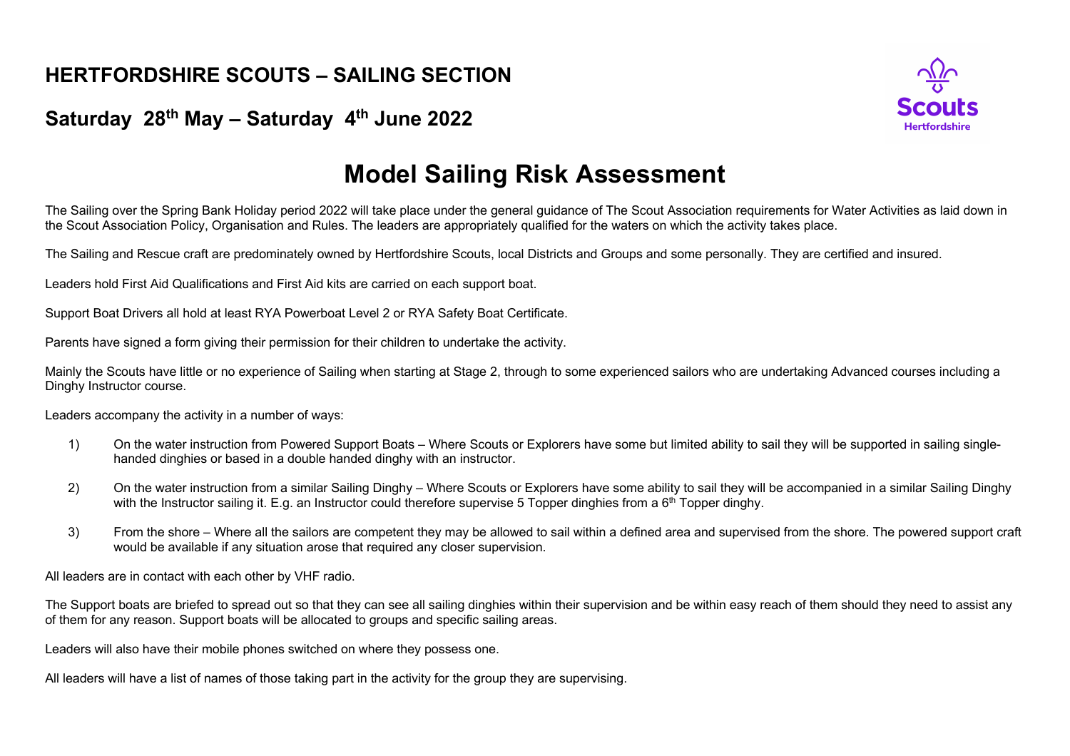# HERTFORDSHIRE SCOUTS – SAILING SECTION

## Saturday 28th May – Saturday 4th June 2022

# Model Sailing Risk Assessment

The Sailing over the Spring Bank Holiday period 2022 will take place under the general guidance of The Scout Association requirements for Water Activities as laid down in the Scout Association Policy, Organisation and Rules. The leaders are appropriately qualified for the waters on which the activity takes place.

The Sailing and Rescue craft are predominately owned by Hertfordshire Scouts, local Districts and Groups and some personally. They are certified and insured.

Leaders hold First Aid Qualifications and First Aid kits are carried on each support boat.

Support Boat Drivers all hold at least RYA Powerboat Level 2 or RYA Safety Boat Certificate.

Parents have signed a form giving their permission for their children to undertake the activity.

Mainly the Scouts have little or no experience of Sailing when starting at Stage 2, through to some experienced sailors who are undertaking Advanced courses including a Dinghy Instructor course.

Leaders accompany the activity in a number of ways:

1) On the water instruction from Powered Support Boats – Where Scouts or Explorers have some but limited ability to sail they will be supported in sailing single-handed dinghies or based in a double handed dinghy with an instructor.

2) On the water instruction from a similar Sailing Dinghy – Where Scouts or Explorers have some ability to sail they will be accompanied in a similar Sailing Dinghy with the Instructor sailing it. E.g. an Instructor could therefore supervise 5 Topper dinghies from a 6th Topper dinghy.

3) From the shore – Where all the sailors are competent they may be allowed to sail within a defined area and supervised from the shore. The powered support craft would be available if any situation arose that required any closer supervision.

All leaders are in contact with each other by VHF radio.

The Support boats are briefed to spread out so that they can see all sailing dinghies within their supervision and be within easy reach of them should they need to assist any of them for any reason. Support boats will be allocated to groups and specific sailing areas.

Leaders will also have their mobile phones switched on where they possess one.

All leaders will have a list of names of those taking part in the activity for the group they are supervising.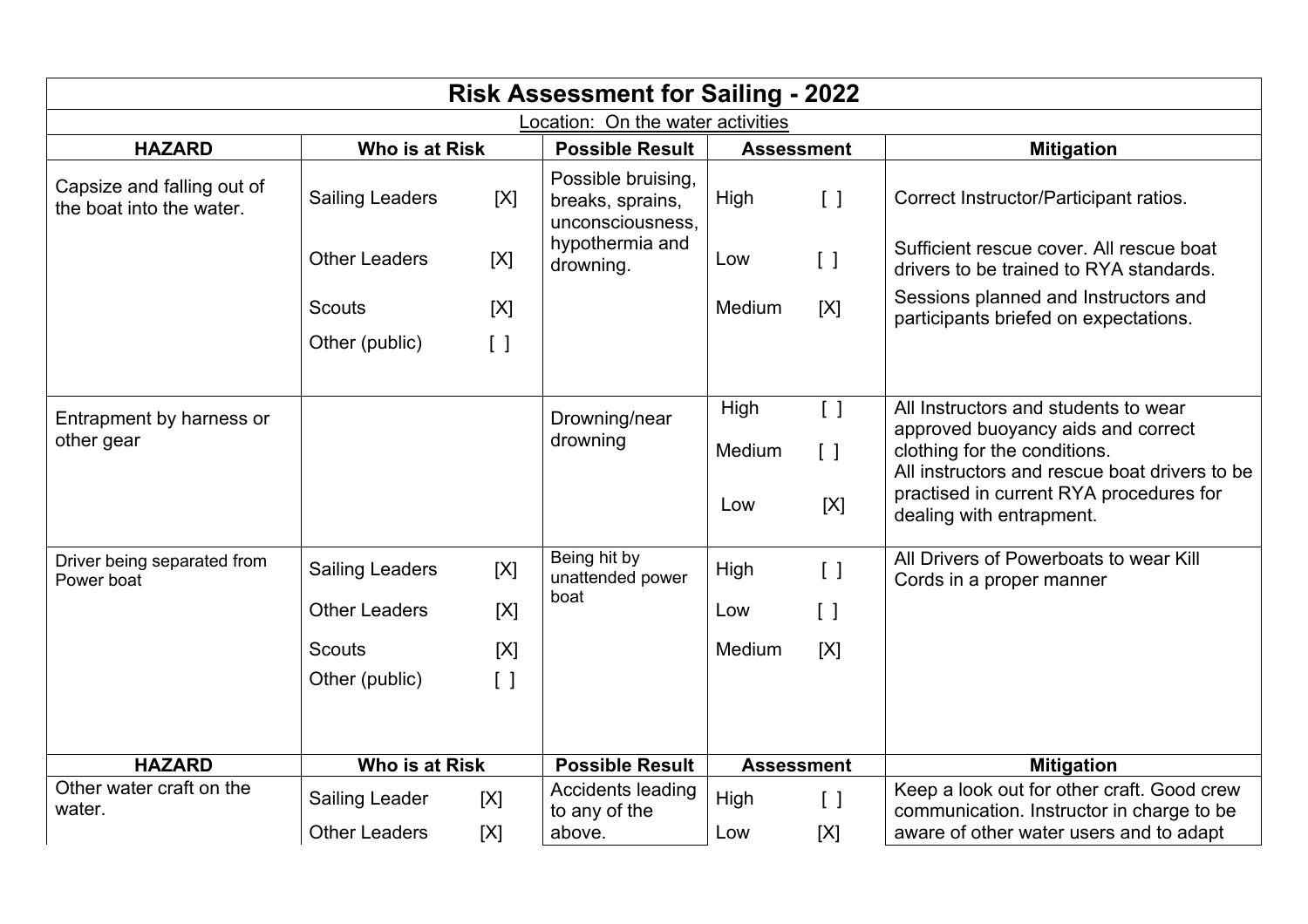# Risk Assessment for Sailing - 2022

Location: On the water activities

| HAZARD | Who is at Risk | Possible Result | Assessment | Mitigation |
|---|---|---|---|---|
| Capsize and falling out of the boat into the water. | Sailing Leaders [X]<br>Other Leaders [X]<br>Scouts [X]<br>Other (public) [ ] | Possible bruising, breaks, sprains, unconsciousness, hypothermia and drowning. | High [ ]<br>Low [ ]<br>Medium [X] | Correct Instructor/Participant ratios.<br>Sufficient rescue cover. All rescue boat drivers to be trained to RYA standards.<br>Sessions planned and Instructors and participants briefed on expectations. |
| Entrapment by harness or other gear | | Drowning/near drowning | High [ ]<br>Medium [ ]<br>Low [X] | All Instructors and students to wear approved buoyancy aids and correct clothing for the conditions.<br>All instructors and rescue boat drivers to be practised in current RYA procedures for dealing with entrapment. |
| Driver being separated from Power boat | Sailing Leaders [X]<br>Other Leaders [X]<br>Scouts [X]<br>Other (public) [ ] | Being hit by unattended power boat | High [ ]<br>Low [ ]<br>Medium [X] | All Drivers of Powerboats to wear Kill Cords in a proper manner |
| Other water craft on the water. | Sailing Leader [X]<br>Other Leaders [X] | Accidents leading to any of the above. | High [ ]<br>Low [X] | Keep a look out for other craft. Good crew communication. Instructor in charge to be aware of other water users and to adapt |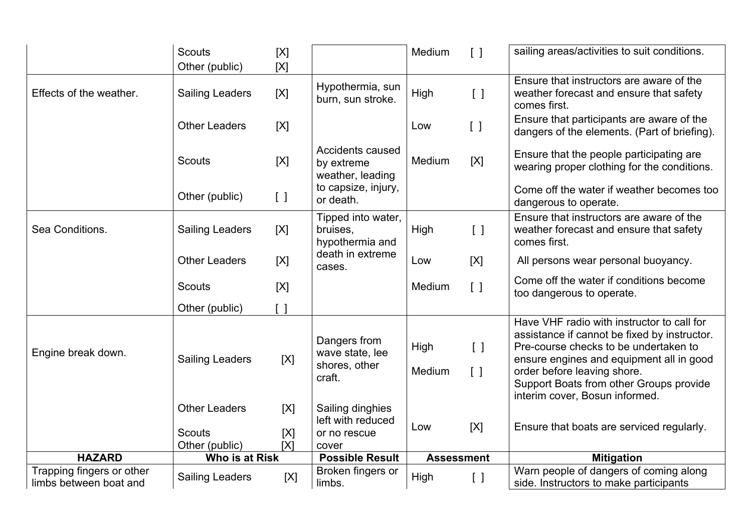| | | | | |
|---|---|---|---|---|
| | Scouts [X]<br>Other (public) [X] | | Medium [ ] | sailing areas/activities to suit conditions. |
| Effects of the weather. | Sailing Leaders [X]<br>Other Leaders [X]<br>Scouts [X]<br>Other (public) [ ] | Hypothermia, sun burn, sun stroke.<br>Accidents caused by extreme weather, leading to capsize, injury, or death. | High [ ]<br>Low [ ]<br>Medium [X] | Ensure that instructors are aware of the weather forecast and ensure that safety comes first.<br>Ensure that participants are aware of the dangers of the elements. (Part of briefing).<br>Ensure that the people participating are wearing proper clothing for the conditions.<br>Come off the water if weather becomes too dangerous to operate. |
| Sea Conditions. | Sailing Leaders [X]<br>Other Leaders [X]<br>Scouts [X]<br>Other (public) [ ] | Tipped into water, bruises, hypothermia and death in extreme cases. | High [ ]<br>Low [X]<br>Medium [ ] | Ensure that instructors are aware of the weather forecast and ensure that safety comes first.<br>All persons wear personal buoyancy.<br>Come off the water if conditions become too dangerous to operate. |
| Engine break down. | Sailing Leaders [X]<br>Other Leaders [X]<br>Scouts [X]<br>Other (public) [X] | Dangers from wave state, lee shores, other craft.<br>Sailing dinghies left with reduced or no rescue cover | High [ ]<br>Medium [ ]<br>Low [X] | Have VHF radio with instructor to call for assistance if cannot be fixed by instructor. Pre-course checks to be undertaken to ensure engines and equipment all in good order before leaving shore.<br>Support Boats from other Groups provide interim cover, Bosun informed.<br>Ensure that boats are serviced regularly. |
| **HAZARD** | **Who is at Risk** | **Possible Result** | **Assessment** | **Mitigation** |
| Trapping fingers or other limbs between boat and | Sailing Leaders [X] | Broken fingers or limbs. | High [ ] | Warn people of dangers of coming along side. Instructors to make participants |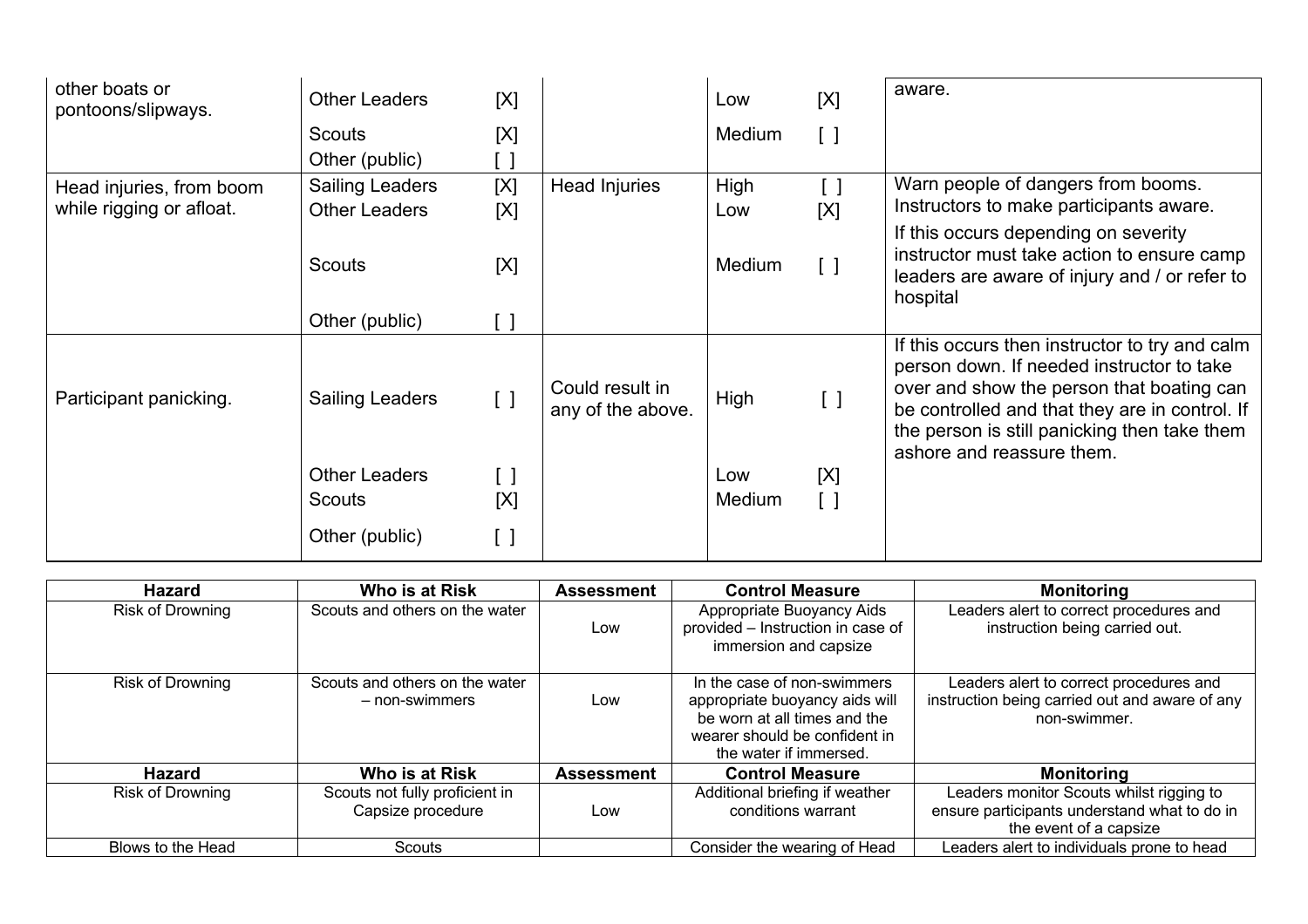| | | | | |
|---|---|---|---|---|
| other boats or pontoons/slipways. | Other Leaders [X]<br>Scouts [X]<br>Other (public) [ ] | | Low [X]<br>Medium [ ] | aware. |
| Head injuries, from boom while rigging or afloat. | Sailing Leaders [X]<br>Other Leaders [X]<br>Scouts [X]<br>Other (public) [ ] | Head Injuries | High [ ]<br>Low [X]<br>Medium [ ] | Warn people of dangers from booms. Instructors to make participants aware.<br>If this occurs depending on severity instructor must take action to ensure camp leaders are aware of injury and / or refer to hospital |
| Participant panicking. | Sailing Leaders [ ]<br>Other Leaders [ ]<br>Scouts [X]<br>Other (public) [ ] | Could result in any of the above. | High [ ]<br>Low [X]<br>Medium [ ] | If this occurs then instructor to try and calm person down. If needed instructor to take over and show the person that boating can be controlled and that they are in control. If the person is still panicking then take them ashore and reassure them. |

| Hazard | Who is at Risk | Assessment | Control Measure | Monitoring |
|---|---|---|---|---|
| Risk of Drowning | Scouts and others on the water | Low | Appropriate Buoyancy Aids provided – Instruction in case of immersion and capsize | Leaders alert to correct procedures and instruction being carried out. |
| Risk of Drowning | Scouts and others on the water – non-swimmers | Low | In the case of non-swimmers appropriate buoyancy aids will be worn at all times and the wearer should be confident in the water if immersed. | Leaders alert to correct procedures and instruction being carried out and aware of any non-swimmer. |
| **Hazard** | **Who is at Risk** | **Assessment** | **Control Measure** | **Monitoring** |
| Risk of Drowning | Scouts not fully proficient in Capsize procedure | Low | Additional briefing if weather conditions warrant | Leaders monitor Scouts whilst rigging to ensure participants understand what to do in the event of a capsize |
| Blows to the Head | Scouts | | Consider the wearing of Head | Leaders alert to individuals prone to head |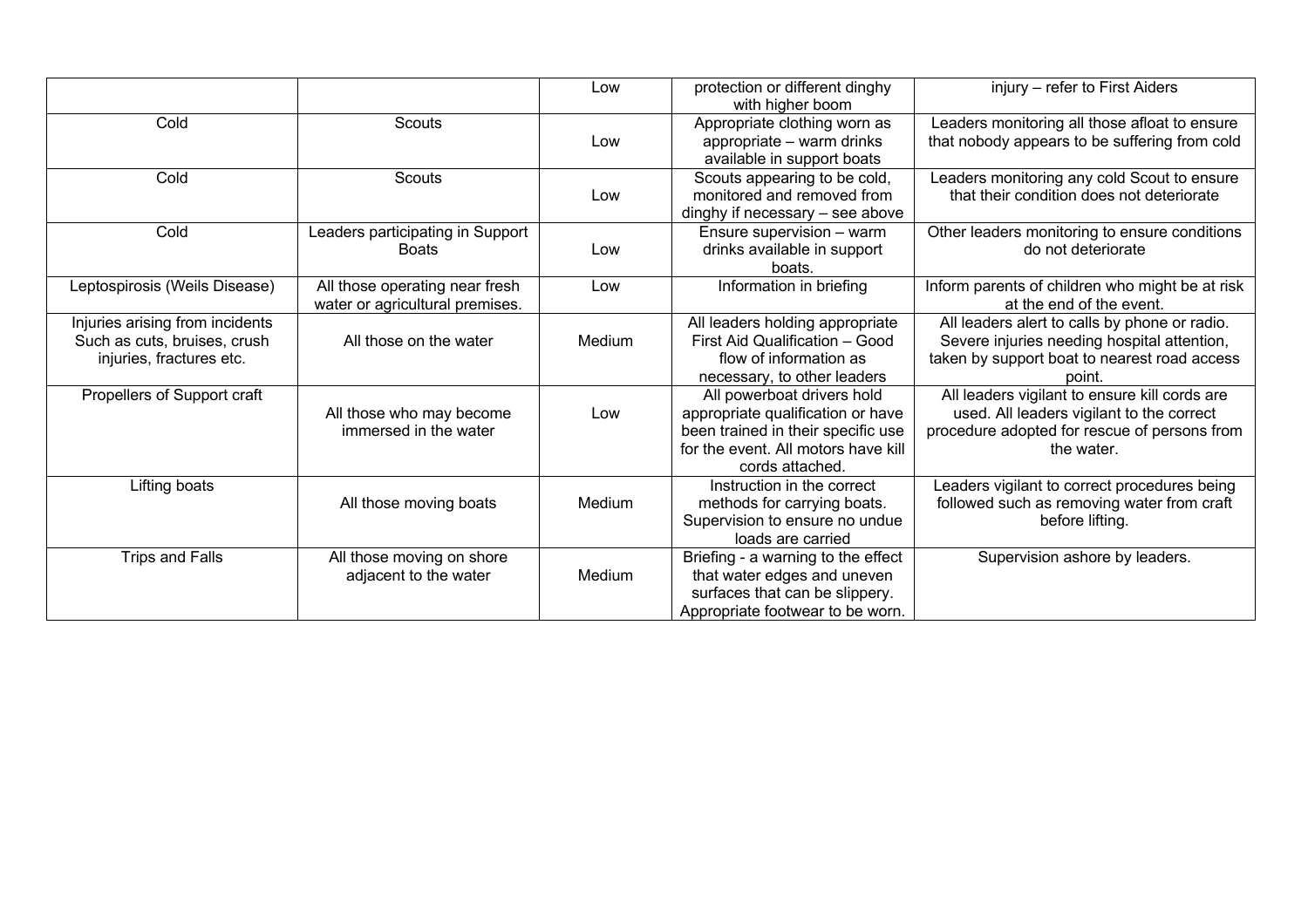| | | | | |
|---|---|---|---|---|
| | | Low | protection or different dinghy with higher boom | injury – refer to First Aiders |
| Cold | Scouts | Low | Appropriate clothing worn as appropriate – warm drinks available in support boats | Leaders monitoring all those afloat to ensure that nobody appears to be suffering from cold |
| Cold | Scouts | Low | Scouts appearing to be cold, monitored and removed from dinghy if necessary – see above | Leaders monitoring any cold Scout to ensure that their condition does not deteriorate |
| Cold | Leaders participating in Support Boats | Low | Ensure supervision – warm drinks available in support boats. | Other leaders monitoring to ensure conditions do not deteriorate |
| Leptospirosis (Weils Disease) | All those operating near fresh water or agricultural premises. | Low | Information in briefing | Inform parents of children who might be at risk at the end of the event. |
| Injuries arising from incidents Such as cuts, bruises, crush injuries, fractures etc. | All those on the water | Medium | All leaders holding appropriate First Aid Qualification – Good flow of information as necessary, to other leaders | All leaders alert to calls by phone or radio. Severe injuries needing hospital attention, taken by support boat to nearest road access point. |
| Propellers of Support craft | All those who may become immersed in the water | Low | All powerboat drivers hold appropriate qualification or have been trained in their specific use for the event. All motors have kill cords attached. | All leaders vigilant to ensure kill cords are used. All leaders vigilant to the correct procedure adopted for rescue of persons from the water. |
| Lifting boats | All those moving boats | Medium | Instruction in the correct methods for carrying boats. Supervision to ensure no undue loads are carried | Leaders vigilant to correct procedures being followed such as removing water from craft before lifting. |
| Trips and Falls | All those moving on shore adjacent to the water | Medium | Briefing - a warning to the effect that water edges and uneven surfaces that can be slippery. Appropriate footwear to be worn. | Supervision ashore by leaders. |